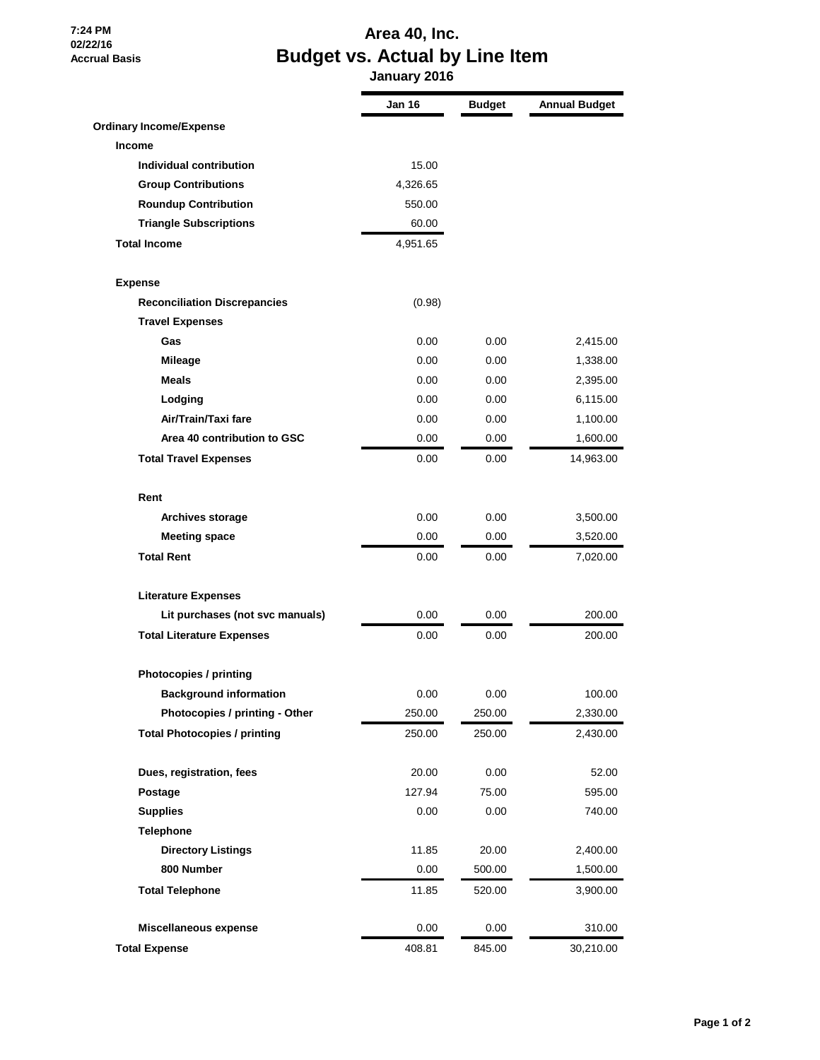7:24 PM
02/22/16
Accrual Basis

# Area 40, Inc.
## Budget vs. Actual by Line Item
### January 2016

| | Jan 16 | Budget | Annual Budget |
|---|---|---|---|
| **Ordinary Income/Expense** | | | |
| **Income** | | | |
| **Individual contribution** | 15.00 | | |
| **Group Contributions** | 4,326.65 | | |
| **Roundup Contribution** | 550.00 | | |
| **Triangle Subscriptions** | 60.00 | | |
| **Total Income** | 4,951.65 | | |
| **Expense** | | | |
| **Reconciliation Discrepancies** | (0.98) | | |
| **Travel Expenses** | | | |
| **Gas** | 0.00 | 0.00 | 2,415.00 |
| **Mileage** | 0.00 | 0.00 | 1,338.00 |
| **Meals** | 0.00 | 0.00 | 2,395.00 |
| **Lodging** | 0.00 | 0.00 | 6,115.00 |
| **Air/Train/Taxi fare** | 0.00 | 0.00 | 1,100.00 |
| **Area 40 contribution to GSC** | 0.00 | 0.00 | 1,600.00 |
| **Total Travel Expenses** | 0.00 | 0.00 | 14,963.00 |
| **Rent** | | | |
| **Archives storage** | 0.00 | 0.00 | 3,500.00 |
| **Meeting space** | 0.00 | 0.00 | 3,520.00 |
| **Total Rent** | 0.00 | 0.00 | 7,020.00 |
| **Literature Expenses** | | | |
| **Lit purchases (not svc manuals)** | 0.00 | 0.00 | 200.00 |
| **Total Literature Expenses** | 0.00 | 0.00 | 200.00 |
| **Photocopies / printing** | | | |
| **Background information** | 0.00 | 0.00 | 100.00 |
| **Photocopies / printing - Other** | 250.00 | 250.00 | 2,330.00 |
| **Total Photocopies / printing** | 250.00 | 250.00 | 2,430.00 |
| **Dues, registration, fees** | 20.00 | 0.00 | 52.00 |
| **Postage** | 127.94 | 75.00 | 595.00 |
| **Supplies** | 0.00 | 0.00 | 740.00 |
| **Telephone** | | | |
| **Directory Listings** | 11.85 | 20.00 | 2,400.00 |
| **800 Number** | 0.00 | 500.00 | 1,500.00 |
| **Total Telephone** | 11.85 | 520.00 | 3,900.00 |
| **Miscellaneous expense** | 0.00 | 0.00 | 310.00 |
| **Total Expense** | 408.81 | 845.00 | 30,210.00 |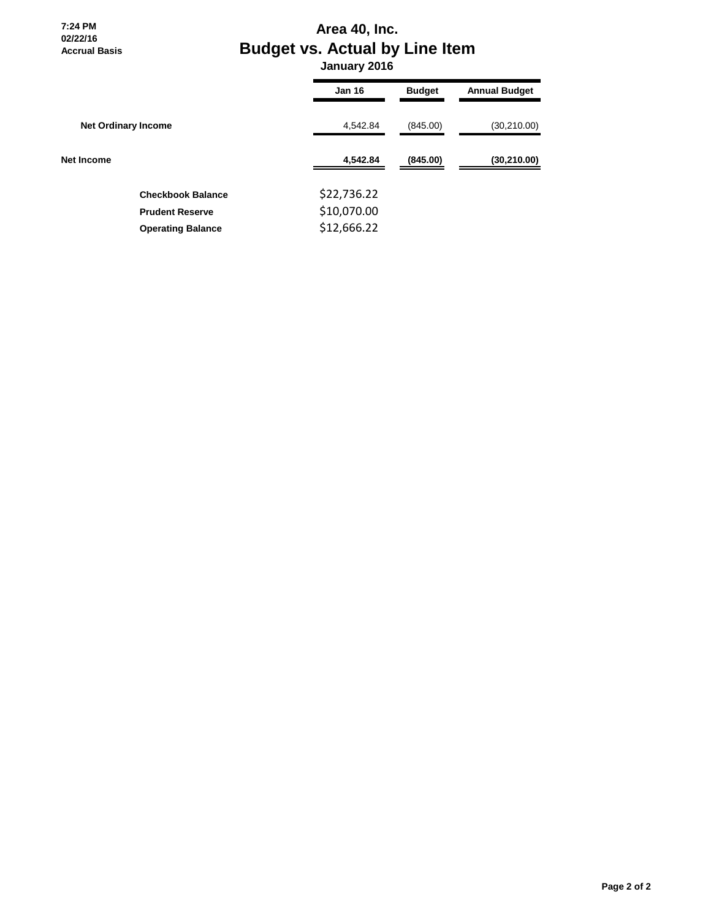7:24 PM
02/22/16
Accrual Basis

# Area 40, Inc.
## Budget vs. Actual by Line Item
### January 2016

| | Jan 16 | Budget | Annual Budget |
|---|---|---|---|
| Net Ordinary Income | 4,542.84 | (845.00) | (30,210.00) |
| **Net Income** | **4,542.84** | **(845.00)** | **(30,210.00)** |

| | |
|---|---|
| **Checkbook Balance** | $22,736.22 |
| **Prudent Reserve** | $10,070.00 |
| **Operating Balance** | $12,666.22 |